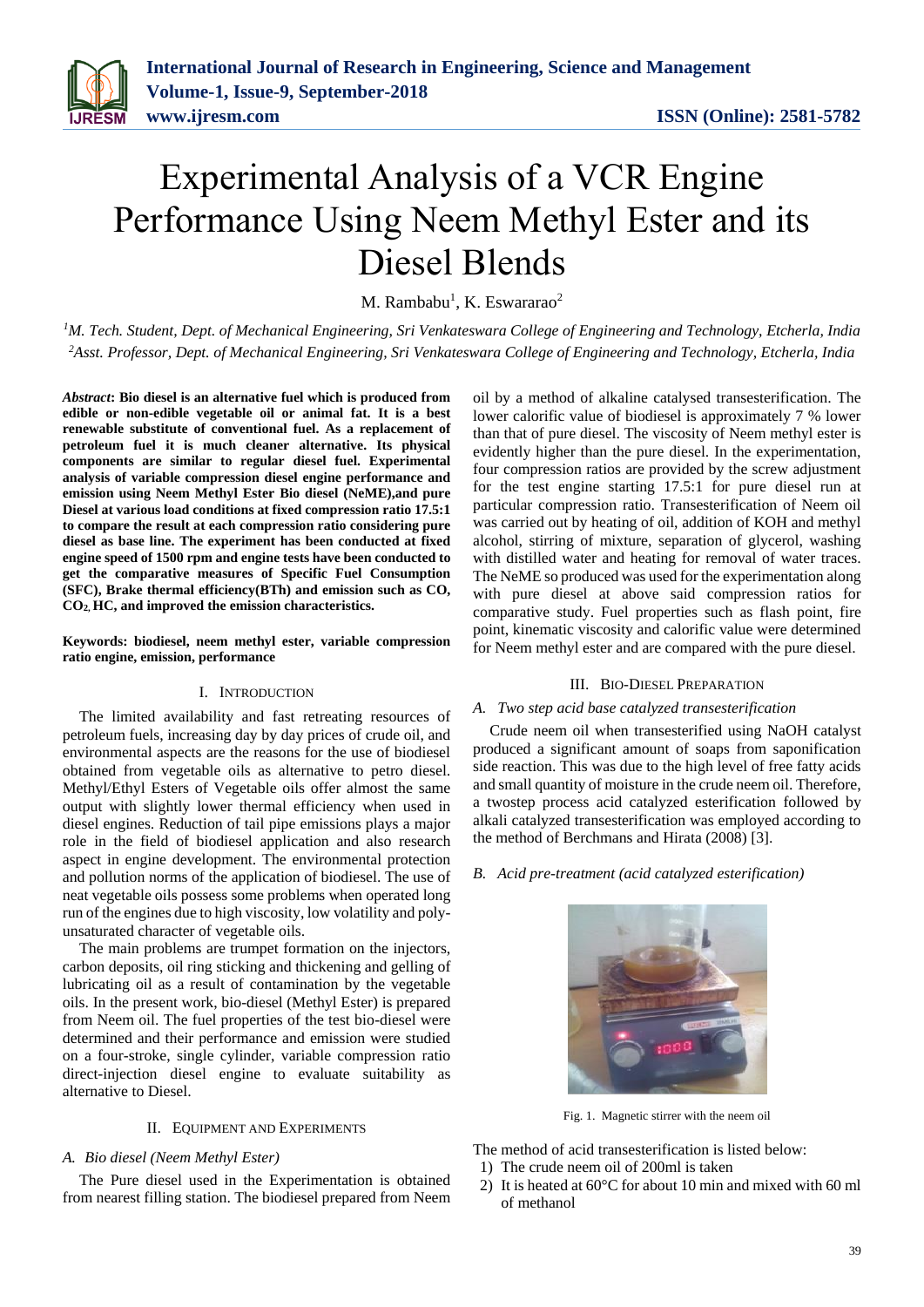# Experimental Analysis of a VCR Engine Performance Using Neem Methyl Ester and its Diesel Blends

M. Rambabu[1], K. Eswararao[2]

[1]M. Tech. Student, Dept. of Mechanical Engineering, Sri Venkateswara College of Engineering and Technology, Etcherla, India
[2]Asst. Professor, Dept. of Mechanical Engineering, Sri Venkateswara College of Engineering and Technology, Etcherla, India

***Abstract*: Bio diesel is an alternative fuel which is produced from edible or non-edible vegetable oil or animal fat. It is a best renewable substitute of conventional fuel. As a replacement of petroleum fuel it is much cleaner alternative. Its physical components are similar to regular diesel fuel. Experimental analysis of variable compression diesel engine performance and emission using Neem Methyl Ester Bio diesel (NeME),and pure Diesel at various load conditions at fixed compression ratio 17.5:1 to compare the result at each compression ratio considering pure diesel as base line. The experiment has been conducted at fixed engine speed of 1500 rpm and engine tests have been conducted to get the comparative measures of Specific Fuel Consumption (SFC), Brake thermal efficiency(BTh) and emission such as CO, $CO_2$, HC, and improved the emission characteristics.**

**Keywords: biodiesel, neem methyl ester, variable compression ratio engine, emission, performance**

## I. Introduction

The limited availability and fast retreating resources of petroleum fuels, increasing day by day prices of crude oil, and environmental aspects are the reasons for the use of biodiesel obtained from vegetable oils as alternative to petro diesel. Methyl/Ethyl Esters of Vegetable oils offer almost the same output with slightly lower thermal efficiency when used in diesel engines. Reduction of tail pipe emissions plays a major role in the field of biodiesel application and also research aspect in engine development. The environmental protection and pollution norms of the application of biodiesel. The use of neat vegetable oils possess some problems when operated long run of the engines due to high viscosity, low volatility and poly-unsaturated character of vegetable oils.

The main problems are trumpet formation on the injectors, carbon deposits, oil ring sticking and thickening and gelling of lubricating oil as a result of contamination by the vegetable oils. In the present work, bio-diesel (Methyl Ester) is prepared from Neem oil. The fuel properties of the test bio-diesel were determined and their performance and emission were studied on a four-stroke, single cylinder, variable compression ratio direct-injection diesel engine to evaluate suitability as alternative to Diesel.

## II. Equipment and Experiments

### *A. Bio diesel (Neem Methyl Ester)*

The Pure diesel used in the Experimentation is obtained from nearest filling station. The biodiesel prepared from Neem oil by a method of alkaline catalysed transesterification. The lower calorific value of biodiesel is approximately 7 % lower than that of pure diesel. The viscosity of Neem methyl ester is evidently higher than the pure diesel. In the experimentation, four compression ratios are provided by the screw adjustment for the test engine starting 17.5:1 for pure diesel run at particular compression ratio. Transesterification of Neem oil was carried out by heating of oil, addition of KOH and methyl alcohol, stirring of mixture, separation of glycerol, washing with distilled water and heating for removal of water traces. The NeME so produced was used for the experimentation along with pure diesel at above said compression ratios for comparative study. Fuel properties such as flash point, fire point, kinematic viscosity and calorific value were determined for Neem methyl ester and are compared with the pure diesel.

## III. Bio-Diesel Preparation

### *A. Two step acid base catalyzed transesterification*

Crude neem oil when transesterified using NaOH catalyst produced a significant amount of soaps from saponification side reaction. This was due to the high level of free fatty acids and small quantity of moisture in the crude neem oil. Therefore, a twostep process acid catalyzed esterification followed by alkali catalyzed transesterification was employed according to the method of Berchmans and Hirata (2008) [3].

### *B. Acid pre-treatment (acid catalyzed esterification)*

Fig. 1. Magnetic stirrer with the neem oil

The method of acid transesterification is listed below:

1) The crude neem oil of 200ml is taken
2) It is heated at 60°C for about 10 min and mixed with 60 ml of methanol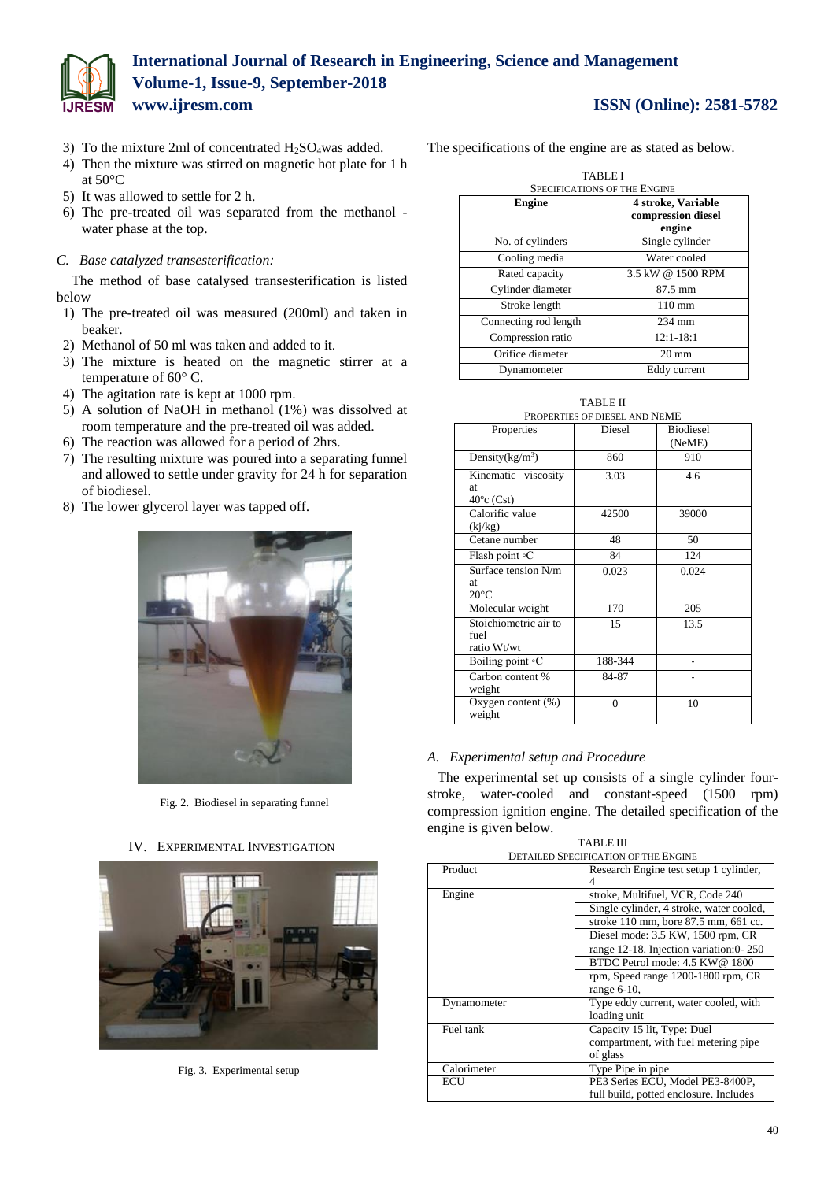3) To the mixture 2ml of concentrated $H_2SO_4$was added.
4) Then the mixture was stirred on magnetic hot plate for 1 h at 50°C
5) It was allowed to settle for 2 h.
6) The pre-treated oil was separated from the methanol - water phase at the top.

### *C. Base catalyzed transesterification:*

The method of base catalysed transesterification is listed below

1) The pre-treated oil was measured (200ml) and taken in beaker.
2) Methanol of 50 ml was taken and added to it.
3) The mixture is heated on the magnetic stirrer at a temperature of 60° C.
4) The agitation rate is kept at 1000 rpm.
5) A solution of NaOH in methanol (1%) was dissolved at room temperature and the pre-treated oil was added.
6) The reaction was allowed for a period of 2hrs.
7) The resulting mixture was poured into a separating funnel and allowed to settle under gravity for 24 h for separation of biodiesel.
8) The lower glycerol layer was tapped off.

Fig. 2. Biodiesel in separating funnel

## IV. Experimental Investigation

Fig. 3. Experimental setup

The specifications of the engine are as stated as below.

TABLE I
SPECIFICATIONS OF THE ENGINE

| Engine | 4 stroke, Variable compression diesel engine |
|---|---|
| No. of cylinders | Single cylinder |
| Cooling media | Water cooled |
| Rated capacity | 3.5 kW @ 1500 RPM |
| Cylinder diameter | 87.5 mm |
| Stroke length | 110 mm |
| Connecting rod length | 234 mm |
| Compression ratio | 12:1-18:1 |
| Orifice diameter | 20 mm |
| Dynamometer | Eddy current |

TABLE II
PROPERTIES OF DIESEL AND NEME

| Properties | Diesel | Biodiesel (NeME) |
|---|---|---|
| Density(kg/m$^3$) | 860 | 910 |
| Kinematic viscosity at 40°c (Cst) | 3.03 | 4.6 |
| Calorific value (kj/kg) | 42500 | 39000 |
| Cetane number | 48 | 50 |
| Flash point ◦C | 84 | 124 |
| Surface tension N/m at 20°C | 0.023 | 0.024 |
| Molecular weight | 170 | 205 |
| Stoichiometric air to fuel ratio Wt/wt | 15 | 13.5 |
| Boiling point ◦C | 188-344 | - |
| Carbon content % weight | 84-87 | - |
| Oxygen content (%) weight | 0 | 10 |

### *A. Experimental setup and Procedure*

The experimental set up consists of a single cylinder four-stroke, water-cooled and constant-speed (1500 rpm) compression ignition engine. The detailed specification of the engine is given below.

TABLE III
DETAILED SPECIFICATION OF THE ENGINE

| Product | Research Engine test setup 1 cylinder, 4 |
|---|---|
| Engine | stroke, Multifuel, VCR, Code 240 |
| | Single cylinder, 4 stroke, water cooled, |
| | stroke 110 mm, bore 87.5 mm, 661 cc. |
| | Diesel mode: 3.5 KW, 1500 rpm, CR |
| | range 12-18. Injection variation:0- 250 |
| | BTDC Petrol mode: 4.5 KW@ 1800 |
| | rpm, Speed range 1200-1800 rpm, CR |
| | range 6-10, |
| Dynamometer | Type eddy current, water cooled, with loading unit |
| Fuel tank | Capacity 15 lit, Type: Duel compartment, with fuel metering pipe of glass |
| Calorimeter | Type Pipe in pipe |
| ECU | PE3 Series ECU, Model PE3-8400P, full build, potted enclosure. Includes |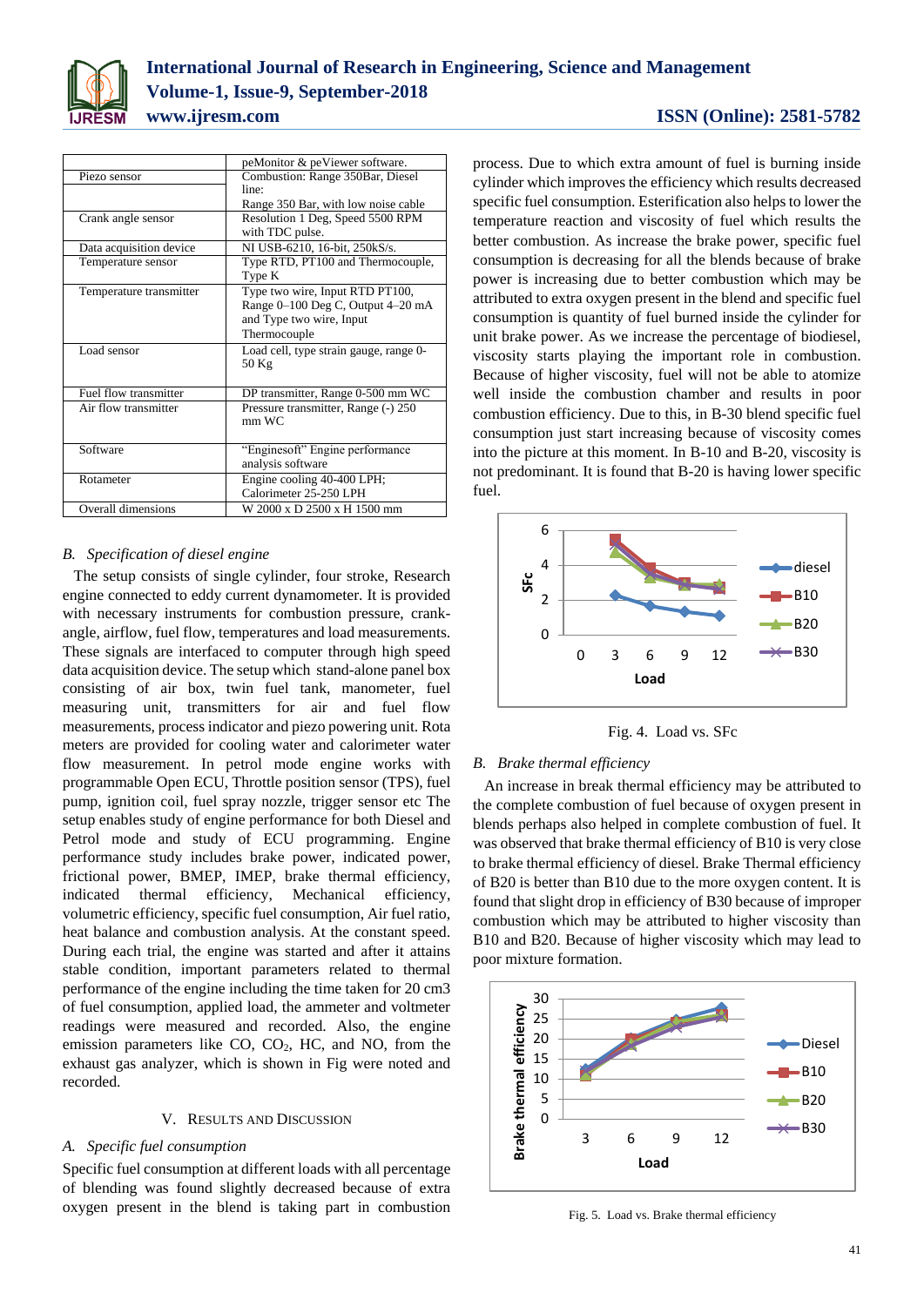| | |
|---|---|
| | peMonitor & peViewer software. |
| Piezo sensor | Combustion: Range 350Bar, Diesel line: Range 350 Bar, with low noise cable |
| Crank angle sensor | Resolution 1 Deg, Speed 5500 RPM with TDC pulse. |
| Data acquisition device | NI USB-6210, 16-bit, 250kS/s. |
| Temperature sensor | Type RTD, PT100 and Thermocouple, Type K |
| Temperature transmitter | Type two wire, Input RTD PT100, Range 0–100 Deg C, Output 4–20 mA and Type two wire, Input Thermocouple |
| Load sensor | Load cell, type strain gauge, range 0-50 Kg |
| Fuel flow transmitter | DP transmitter, Range 0-500 mm WC |
| Air flow transmitter | Pressure transmitter, Range (-) 250 mm WC |
| Software | "Enginesoft" Engine performance analysis software |
| Rotameter | Engine cooling 40-400 LPH; Calorimeter 25-250 LPH |
| Overall dimensions | W 2000 x D 2500 x H 1500 mm |

### *B. Specification of diesel engine*

The setup consists of single cylinder, four stroke, Research engine connected to eddy current dynamometer. It is provided with necessary instruments for combustion pressure, crank-angle, airflow, fuel flow, temperatures and load measurements. These signals are interfaced to computer through high speed data acquisition device. The setup which stand-alone panel box consisting of air box, twin fuel tank, manometer, fuel measuring unit, transmitters for air and fuel flow measurements, process indicator and piezo powering unit. Rota meters are provided for cooling water and calorimeter water flow measurement. In petrol mode engine works with programmable Open ECU, Throttle position sensor (TPS), fuel pump, ignition coil, fuel spray nozzle, trigger sensor etc The setup enables study of engine performance for both Diesel and Petrol mode and study of ECU programming. Engine performance study includes brake power, indicated power, frictional power, BMEP, IMEP, brake thermal efficiency, indicated thermal efficiency, Mechanical efficiency, volumetric efficiency, specific fuel consumption, Air fuel ratio, heat balance and combustion analysis. At the constant speed. During each trial, the engine was started and after it attains stable condition, important parameters related to thermal performance of the engine including the time taken for 20 cm3 of fuel consumption, applied load, the ammeter and voltmeter readings were measured and recorded. Also, the engine emission parameters like CO, $CO_2$, HC, and NO, from the exhaust gas analyzer, which is shown in Fig were noted and recorded.

## V. Results and Discussion

### *A. Specific fuel consumption*

Specific fuel consumption at different loads with all percentage of blending was found slightly decreased because of extra oxygen present in the blend is taking part in combustion process. Due to which extra amount of fuel is burning inside cylinder which improves the efficiency which results decreased specific fuel consumption. Esterification also helps to lower the temperature reaction and viscosity of fuel which results the better combustion. As increase the brake power, specific fuel consumption is decreasing for all the blends because of brake power is increasing due to better combustion which may be attributed to extra oxygen present in the blend and specific fuel consumption is quantity of fuel burned inside the cylinder for unit brake power. As we increase the percentage of biodiesel, viscosity starts playing the important role in combustion. Because of higher viscosity, fuel will not be able to atomize well inside the combustion chamber and results in poor combustion efficiency. Due to this, in B-30 blend specific fuel consumption just start increasing because of viscosity comes into the picture at this moment. In B-10 and B-20, viscosity is not predominant. It is found that B-20 is having lower specific fuel.

Fig. 4. Load vs. SFc

### *B. Brake thermal efficiency*

An increase in break thermal efficiency may be attributed to the complete combustion of fuel because of oxygen present in blends perhaps also helped in complete combustion of fuel. It was observed that brake thermal efficiency of B10 is very close to brake thermal efficiency of diesel. Brake Thermal efficiency of B20 is better than B10 due to the more oxygen content. It is found that slight drop in efficiency of B30 because of improper combustion which may be attributed to higher viscosity than B10 and B20. Because of higher viscosity which may lead to poor mixture formation.

Fig. 5. Load vs. Brake thermal efficiency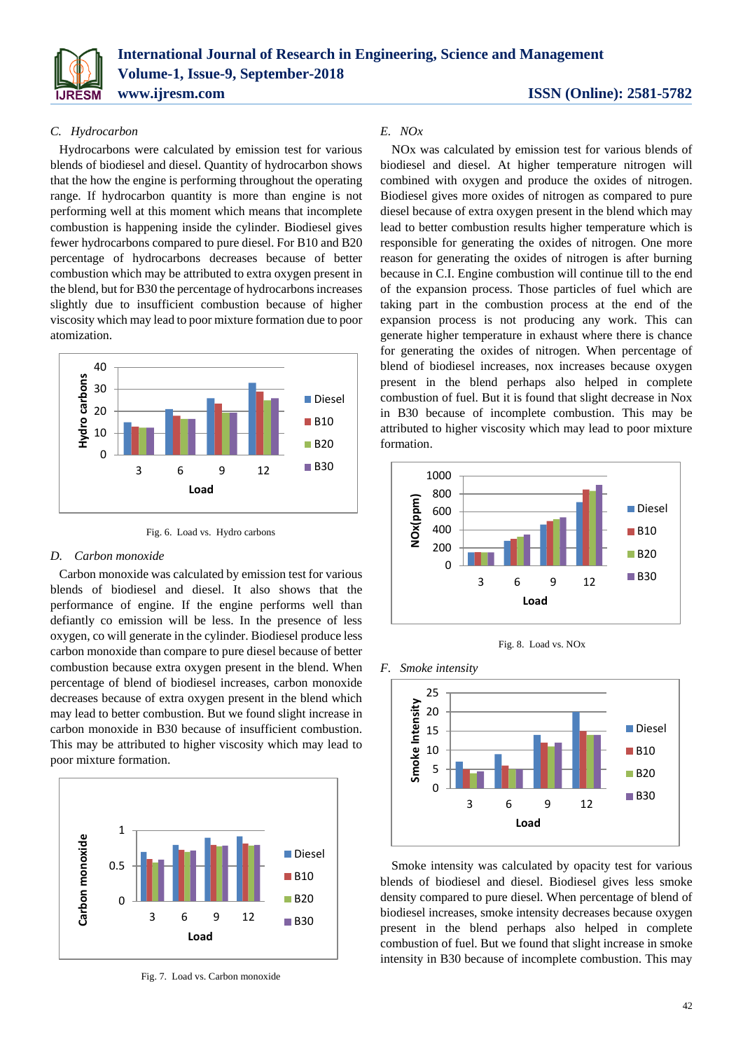### C. Hydrocarbon

Hydrocarbons were calculated by emission test for various blends of biodiesel and diesel. Quantity of hydrocarbon shows that the how the engine is performing throughout the operating range. If hydrocarbon quantity is more than engine is not performing well at this moment which means that incomplete combustion is happening inside the cylinder. Biodiesel gives fewer hydrocarbons compared to pure diesel. For B10 and B20 percentage of hydrocarbons decreases because of better combustion which may be attributed to extra oxygen present in the blend, but for B30 the percentage of hydrocarbons increases slightly due to insufficient combustion because of higher viscosity which may lead to poor mixture formation due to poor atomization.

Fig. 6. Load vs. Hydro carbons

### D. Carbon monoxide

Carbon monoxide was calculated by emission test for various blends of biodiesel and diesel. It also shows that the performance of engine. If the engine performs well than defiantly co emission will be less. In the presence of less oxygen, co will generate in the cylinder. Biodiesel produce less carbon monoxide than compare to pure diesel because of better combustion because extra oxygen present in the blend. When percentage of blend of biodiesel increases, carbon monoxide decreases because of extra oxygen present in the blend which may lead to better combustion. But we found slight increase in carbon monoxide in B30 because of insufficient combustion. This may be attributed to higher viscosity which may lead to poor mixture formation.

Fig. 7. Load vs. Carbon monoxide

### E. NOx

NOx was calculated by emission test for various blends of biodiesel and diesel. At higher temperature nitrogen will combined with oxygen and produce the oxides of nitrogen. Biodiesel gives more oxides of nitrogen as compared to pure diesel because of extra oxygen present in the blend which may lead to better combustion results higher temperature which is responsible for generating the oxides of nitrogen. One more reason for generating the oxides of nitrogen is after burning because in C.I. Engine combustion will continue till to the end of the expansion process. Those particles of fuel which are taking part in the combustion process at the end of the expansion process is not producing any work. This can generate higher temperature in exhaust where there is chance for generating the oxides of nitrogen. When percentage of blend of biodiesel increases, nox increases because oxygen present in the blend perhaps also helped in complete combustion of fuel. But it is found that slight decrease in Nox in B30 because of incomplete combustion. This may be attributed to higher viscosity which may lead to poor mixture formation.

Fig. 8. Load vs. NOx

### F. Smoke intensity

Smoke intensity was calculated by opacity test for various blends of biodiesel and diesel. Biodiesel gives less smoke density compared to pure diesel. When percentage of blend of biodiesel increases, smoke intensity decreases because oxygen present in the blend perhaps also helped in complete combustion of fuel. But we found that slight increase in smoke intensity in B30 because of incomplete combustion. This may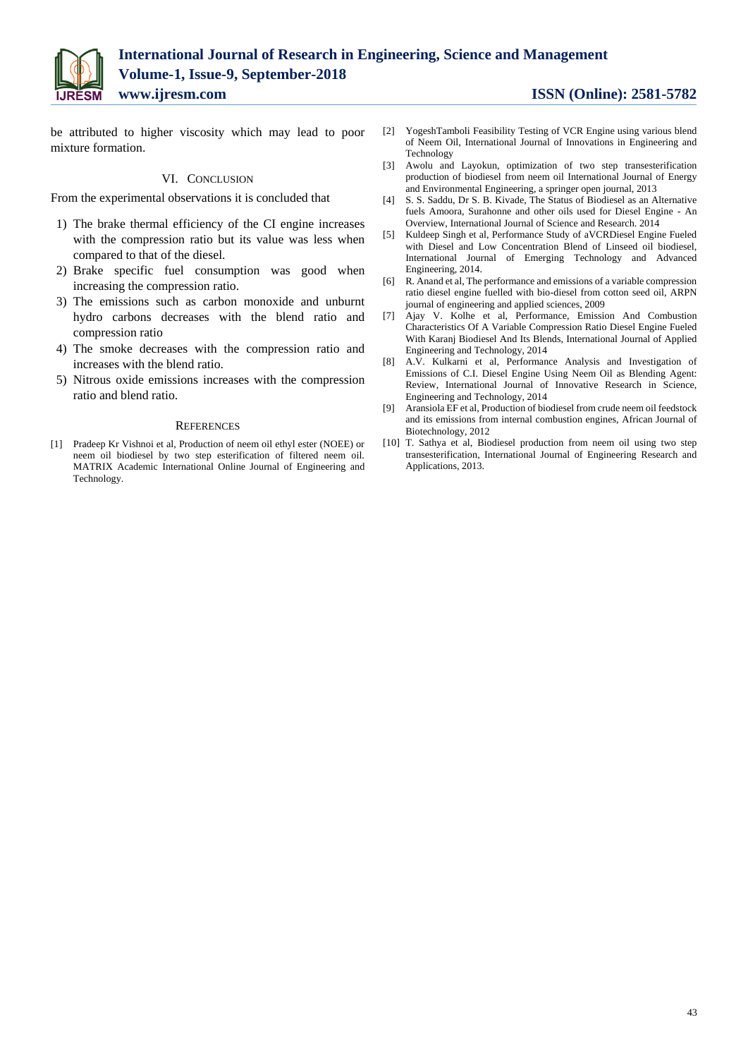be attributed to higher viscosity which may lead to poor mixture formation.

## VI. Conclusion

From the experimental observations it is concluded that

1) The brake thermal efficiency of the CI engine increases with the compression ratio but its value was less when compared to that of the diesel.
2) Brake specific fuel consumption was good when increasing the compression ratio.
3) The emissions such as carbon monoxide and unburnt hydro carbons decreases with the blend ratio and compression ratio
4) The smoke decreases with the compression ratio and increases with the blend ratio.
5) Nitrous oxide emissions increases with the compression ratio and blend ratio.

## References

[1] Pradeep Kr Vishnoi et al, Production of neem oil ethyl ester (NOEE) or neem oil biodiesel by two step esterification of filtered neem oil. MATRIX Academic International Online Journal of Engineering and Technology.

[2] YogeshTamboli Feasibility Testing of VCR Engine using various blend of Neem Oil, International Journal of Innovations in Engineering and Technology

[3] Awolu and Layokun, optimization of two step transesterification production of biodiesel from neem oil International Journal of Energy and Environmental Engineering, a springer open journal, 2013

[4] S. S. Saddu, Dr S. B. Kivade, The Status of Biodiesel as an Alternative fuels Amoora, Surahonne and other oils used for Diesel Engine - An Overview, International Journal of Science and Research. 2014

[5] Kuldeep Singh et al, Performance Study of aVCRDiesel Engine Fueled with Diesel and Low Concentration Blend of Linseed oil biodiesel, International Journal of Emerging Technology and Advanced Engineering, 2014.

[6] R. Anand et al, The performance and emissions of a variable compression ratio diesel engine fuelled with bio-diesel from cotton seed oil, ARPN journal of engineering and applied sciences, 2009

[7] Ajay V. Kolhe et al, Performance, Emission And Combustion Characteristics Of A Variable Compression Ratio Diesel Engine Fueled With Karanj Biodiesel And Its Blends, International Journal of Applied Engineering and Technology, 2014

[8] A.V. Kulkarni et al, Performance Analysis and Investigation of Emissions of C.I. Diesel Engine Using Neem Oil as Blending Agent: Review, International Journal of Innovative Research in Science, Engineering and Technology, 2014

[9] Aransiola EF et al, Production of biodiesel from crude neem oil feedstock and its emissions from internal combustion engines, African Journal of Biotechnology, 2012

[10] T. Sathya et al, Biodiesel production from neem oil using two step transesterification, International Journal of Engineering Research and Applications, 2013.